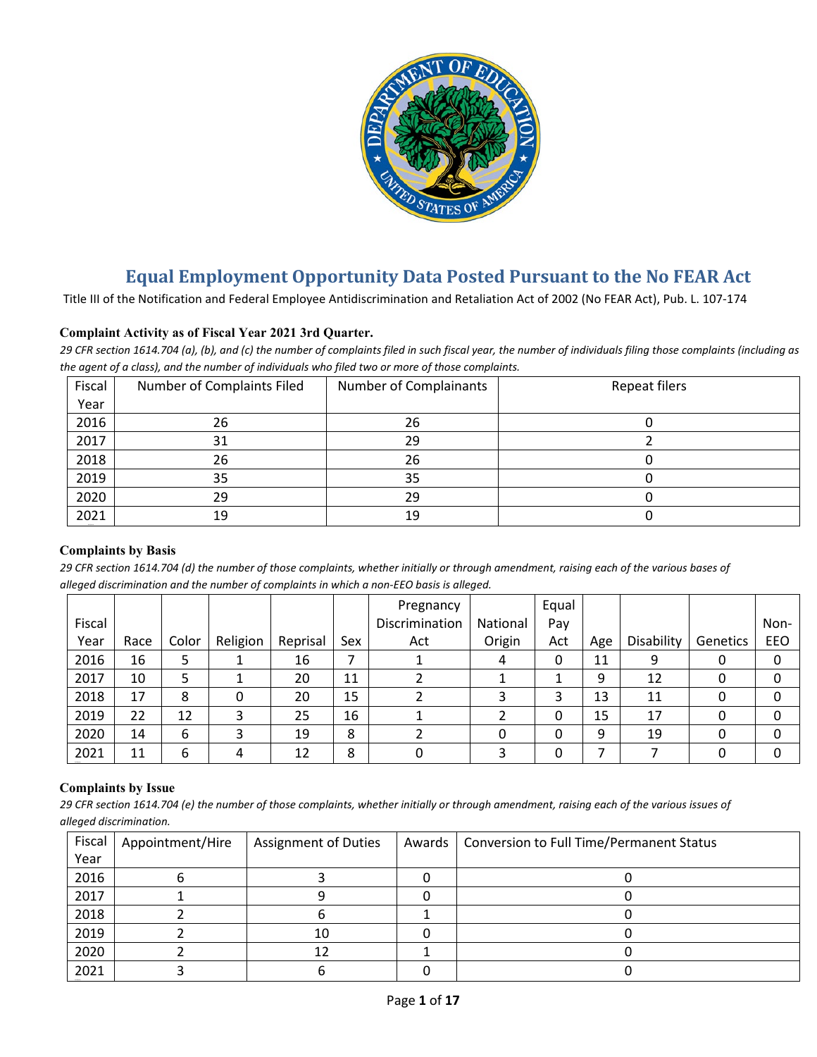# Equal Employment Opportunity Data Posted Pursuant to the No FEAR Act

Title III of the Notification and Federal Employee Antidiscrimination and Retaliation Act of 2002 (No FEAR Act), Pub. L. 107-174

### Complaint Activity as of Fiscal Year 2021 3rd Quarter.

*29 CFR section 1614.704 (a), (b), and (c) the number of complaints filed in such fiscal year, the number of individuals filing those complaints (including as the agent of a class), and the number of individuals who filed two or more of those complaints.*

| Fiscal Year | Number of Complaints Filed | Number of Complainants | Repeat filers |
|---|---|---|---|
| 2016 | 26 | 26 | 0 |
| 2017 | 31 | 29 | 2 |
| 2018 | 26 | 26 | 0 |
| 2019 | 35 | 35 | 0 |
| 2020 | 29 | 29 | 0 |
| 2021 | 19 | 19 | 0 |

### Complaints by Basis

*29 CFR section 1614.704 (d) the number of those complaints, whether initially or through amendment, raising each of the various bases of alleged discrimination and the number of complaints in which a non-EEO basis is alleged.*

| Fiscal Year | Race | Color | Religion | Reprisal | Sex | Pregnancy Discrimination Act | National Origin | Equal Pay Act | Age | Disability | Genetics | Non-EEO |
|---|---|---|---|---|---|---|---|---|---|---|---|---|
| 2016 | 16 | 5 | 1 | 16 | 7 | 1 | 4 | 0 | 11 | 9 | 0 | 0 |
| 2017 | 10 | 5 | 1 | 20 | 11 | 2 | 1 | 1 | 9 | 12 | 0 | 0 |
| 2018 | 17 | 8 | 0 | 20 | 15 | 2 | 3 | 3 | 13 | 11 | 0 | 0 |
| 2019 | 22 | 12 | 3 | 25 | 16 | 1 | 2 | 0 | 15 | 17 | 0 | 0 |
| 2020 | 14 | 6 | 3 | 19 | 8 | 2 | 0 | 0 | 9 | 19 | 0 | 0 |
| 2021 | 11 | 6 | 4 | 12 | 8 | 0 | 3 | 0 | 7 | 7 | 0 | 0 |

### Complaints by Issue

*29 CFR section 1614.704 (e) the number of those complaints, whether initially or through amendment, raising each of the various issues of alleged discrimination.*

| Fiscal Year | Appointment/Hire | Assignment of Duties | Awards | Conversion to Full Time/Permanent Status |
|---|---|---|---|---|
| 2016 | 6 | 3 | 0 | 0 |
| 2017 | 1 | 9 | 0 | 0 |
| 2018 | 2 | 6 | 1 | 0 |
| 2019 | 2 | 10 | 0 | 0 |
| 2020 | 2 | 12 | 1 | 0 |
| 2021 | 3 | 6 | 0 | 0 |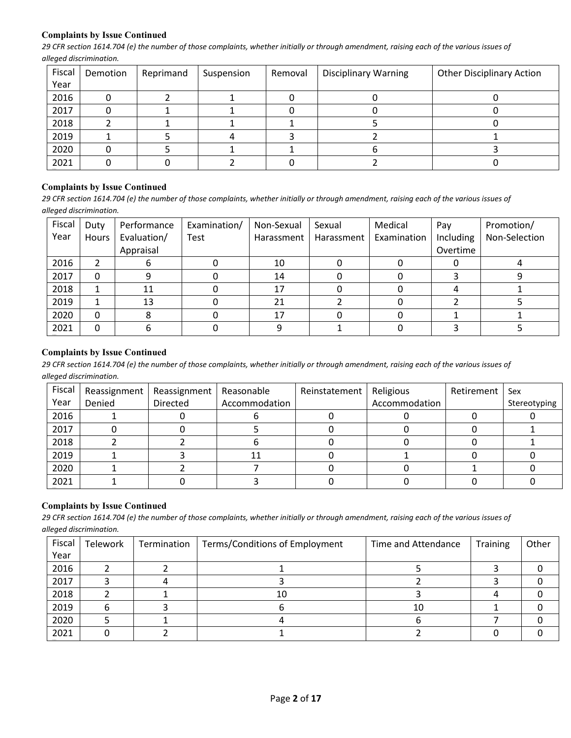#### Complaints by Issue Continued

*29 CFR section 1614.704 (e) the number of those complaints, whether initially or through amendment, raising each of the various issues of alleged discrimination.*

| Fiscal Year | Demotion | Reprimand | Suspension | Removal | Disciplinary Warning | Other Disciplinary Action |
|---|---|---|---|---|---|---|
| 2016 | 0 | 2 | 1 | 0 | 0 | 0 |
| 2017 | 0 | 1 | 1 | 0 | 0 | 0 |
| 2018 | 2 | 1 | 1 | 1 | 5 | 0 |
| 2019 | 1 | 5 | 4 | 3 | 2 | 1 |
| 2020 | 0 | 5 | 1 | 1 | 6 | 3 |
| 2021 | 0 | 0 | 2 | 0 | 2 | 0 |

#### Complaints by Issue Continued

*29 CFR section 1614.704 (e) the number of those complaints, whether initially or through amendment, raising each of the various issues of alleged discrimination.*

| Fiscal Year | Duty Hours | Performance Evaluation/ Appraisal | Examination/ Test | Non-Sexual Harassment | Sexual Harassment | Medical Examination | Pay Including Overtime | Promotion/ Non-Selection |
|---|---|---|---|---|---|---|---|---|
| 2016 | 2 | 6 | 0 | 10 | 0 | 0 | 0 | 4 |
| 2017 | 0 | 9 | 0 | 14 | 0 | 0 | 3 | 9 |
| 2018 | 1 | 11 | 0 | 17 | 0 | 0 | 4 | 1 |
| 2019 | 1 | 13 | 0 | 21 | 2 | 0 | 2 | 5 |
| 2020 | 0 | 8 | 0 | 17 | 0 | 0 | 1 | 1 |
| 2021 | 0 | 6 | 0 | 9 | 1 | 0 | 3 | 5 |

#### Complaints by Issue Continued

*29 CFR section 1614.704 (e) the number of those complaints, whether initially or through amendment, raising each of the various issues of alleged discrimination.*

| Fiscal Year | Reassignment Denied | Reassignment Directed | Reasonable Accommodation | Reinstatement | Religious Accommodation | Retirement | Sex Stereotyping |
|---|---|---|---|---|---|---|---|
| 2016 | 1 | 0 | 6 | 0 | 0 | 0 | 0 |
| 2017 | 0 | 0 | 5 | 0 | 0 | 0 | 1 |
| 2018 | 2 | 2 | 6 | 0 | 0 | 0 | 1 |
| 2019 | 1 | 3 | 11 | 0 | 1 | 0 | 0 |
| 2020 | 1 | 2 | 7 | 0 | 0 | 1 | 0 |
| 2021 | 1 | 0 | 3 | 0 | 0 | 0 | 0 |

#### Complaints by Issue Continued

*29 CFR section 1614.704 (e) the number of those complaints, whether initially or through amendment, raising each of the various issues of alleged discrimination.*

| Fiscal Year | Telework | Termination | Terms/Conditions of Employment | Time and Attendance | Training | Other |
|---|---|---|---|---|---|---|
| 2016 | 2 | 2 | 1 | 5 | 3 | 0 |
| 2017 | 3 | 4 | 3 | 2 | 3 | 0 |
| 2018 | 2 | 1 | 10 | 3 | 4 | 0 |
| 2019 | 6 | 3 | 6 | 10 | 1 | 0 |
| 2020 | 5 | 1 | 4 | 6 | 7 | 0 |
| 2021 | 0 | 2 | 1 | 2 | 0 | 0 |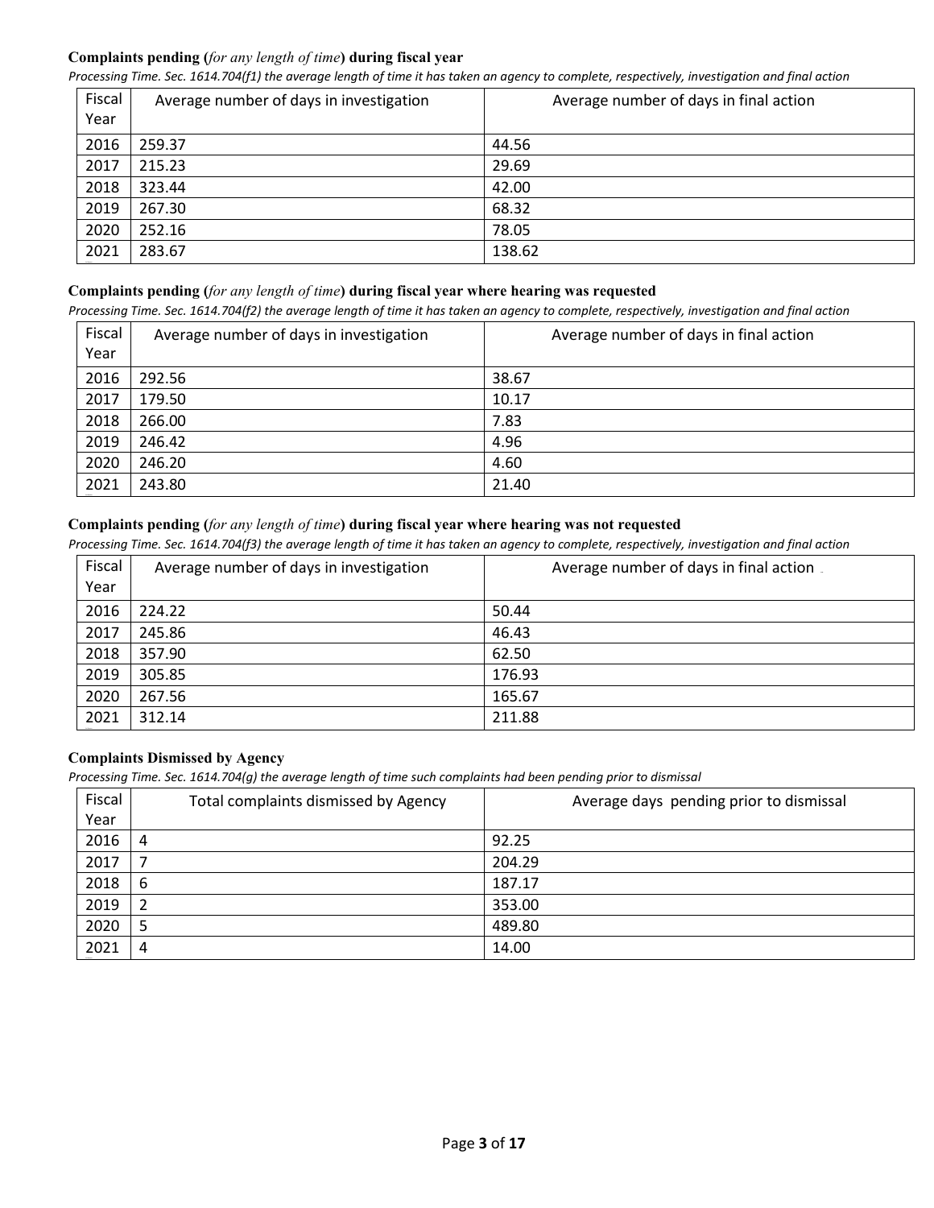**Complaints pending (*for any length of time*) during fiscal year**

*Processing Time. Sec. 1614.704(f1) the average length of time it has taken an agency to complete, respectively, investigation and final action*

| Fiscal Year | Average number of days in investigation | Average number of days in final action |
|---|---|---|
| 2016 | 259.37 | 44.56 |
| 2017 | 215.23 | 29.69 |
| 2018 | 323.44 | 42.00 |
| 2019 | 267.30 | 68.32 |
| 2020 | 252.16 | 78.05 |
| 2021 | 283.67 | 138.62 |

**Complaints pending (*for any length of time*) during fiscal year where hearing was requested**

*Processing Time. Sec. 1614.704(f2) the average length of time it has taken an agency to complete, respectively, investigation and final action*

| Fiscal Year | Average number of days in investigation | Average number of days in final action |
|---|---|---|
| 2016 | 292.56 | 38.67 |
| 2017 | 179.50 | 10.17 |
| 2018 | 266.00 | 7.83 |
| 2019 | 246.42 | 4.96 |
| 2020 | 246.20 | 4.60 |
| 2021 | 243.80 | 21.40 |

**Complaints pending (*for any length of time*) during fiscal year where hearing was not requested**

*Processing Time. Sec. 1614.704(f3) the average length of time it has taken an agency to complete, respectively, investigation and final action*

| Fiscal Year | Average number of days in investigation | Average number of days in final action |
|---|---|---|
| 2016 | 224.22 | 50.44 |
| 2017 | 245.86 | 46.43 |
| 2018 | 357.90 | 62.50 |
| 2019 | 305.85 | 176.93 |
| 2020 | 267.56 | 165.67 |
| 2021 | 312.14 | 211.88 |

**Complaints Dismissed by Agency**

*Processing Time. Sec. 1614.704(g) the average length of time such complaints had been pending prior to dismissal*

| Fiscal Year | Total complaints dismissed by Agency | Average days pending prior to dismissal |
|---|---|---|
| 2016 | 4 | 92.25 |
| 2017 | 7 | 204.29 |
| 2018 | 6 | 187.17 |
| 2019 | 2 | 353.00 |
| 2020 | 5 | 489.80 |
| 2021 | 4 | 14.00 |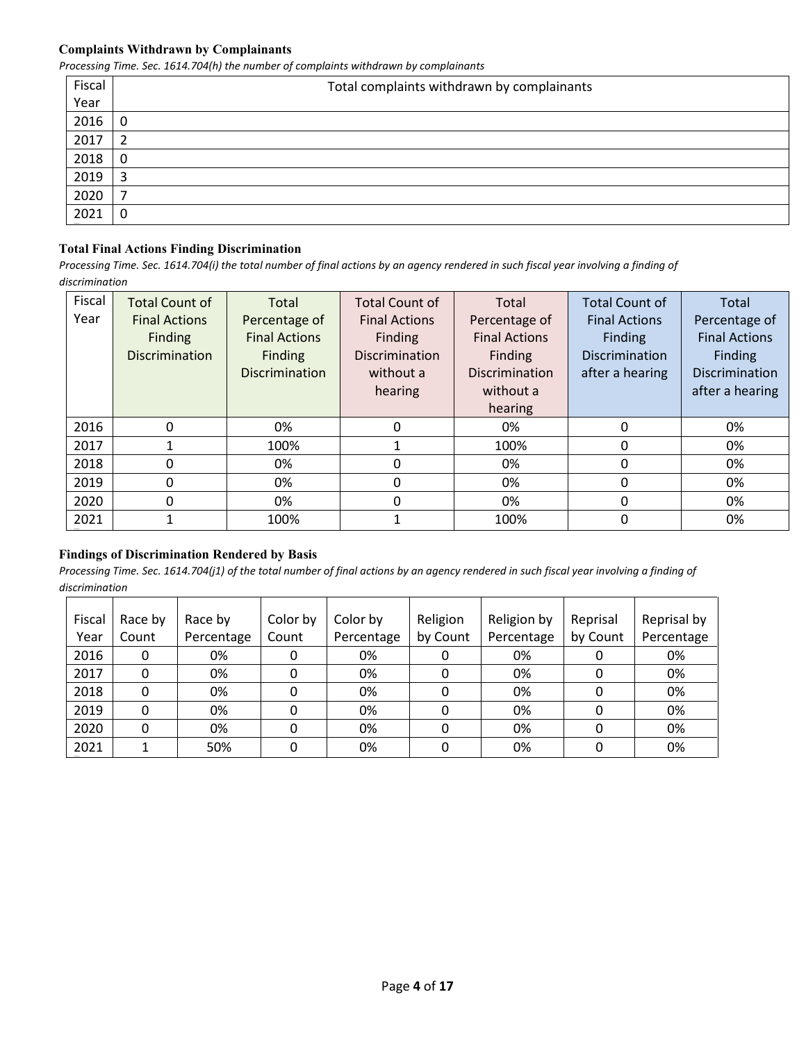**Complaints Withdrawn by Complainants**

*Processing Time. Sec. 1614.704(h) the number of complaints withdrawn by complainants*

| Fiscal Year | Total complaints withdrawn by complainants |
|---|---|
| 2016 | 0 |
| 2017 | 2 |
| 2018 | 0 |
| 2019 | 3 |
| 2020 | 7 |
| 2021 | 0 |

**Total Final Actions Finding Discrimination**

*Processing Time. Sec. 1614.704(i) the total number of final actions by an agency rendered in such fiscal year involving a finding of discrimination*

| Fiscal Year | Total Count of Final Actions Finding Discrimination | Total Percentage of Final Actions Finding Discrimination | Total Count of Final Actions Finding Discrimination without a hearing | Total Percentage of Final Actions Finding Discrimination without a hearing | Total Count of Final Actions Finding Discrimination after a hearing | Total Percentage of Final Actions Finding Discrimination after a hearing |
|---|---|---|---|---|---|---|
| 2016 | 0 | 0% | 0 | 0% | 0 | 0% |
| 2017 | 1 | 100% | 1 | 100% | 0 | 0% |
| 2018 | 0 | 0% | 0 | 0% | 0 | 0% |
| 2019 | 0 | 0% | 0 | 0% | 0 | 0% |
| 2020 | 0 | 0% | 0 | 0% | 0 | 0% |
| 2021 | 1 | 100% | 1 | 100% | 0 | 0% |

**Findings of Discrimination Rendered by Basis**

*Processing Time. Sec. 1614.704(j1) of the total number of final actions by an agency rendered in such fiscal year involving a finding of discrimination*

| Fiscal Year | Race by Count | Race by Percentage | Color by Count | Color by Percentage | Religion by Count | Religion by Percentage | Reprisal by Count | Reprisal by Percentage |
|---|---|---|---|---|---|---|---|---|
| 2016 | 0 | 0% | 0 | 0% | 0 | 0% | 0 | 0% |
| 2017 | 0 | 0% | 0 | 0% | 0 | 0% | 0 | 0% |
| 2018 | 0 | 0% | 0 | 0% | 0 | 0% | 0 | 0% |
| 2019 | 0 | 0% | 0 | 0% | 0 | 0% | 0 | 0% |
| 2020 | 0 | 0% | 0 | 0% | 0 | 0% | 0 | 0% |
| 2021 | 1 | 50% | 0 | 0% | 0 | 0% | 0 | 0% |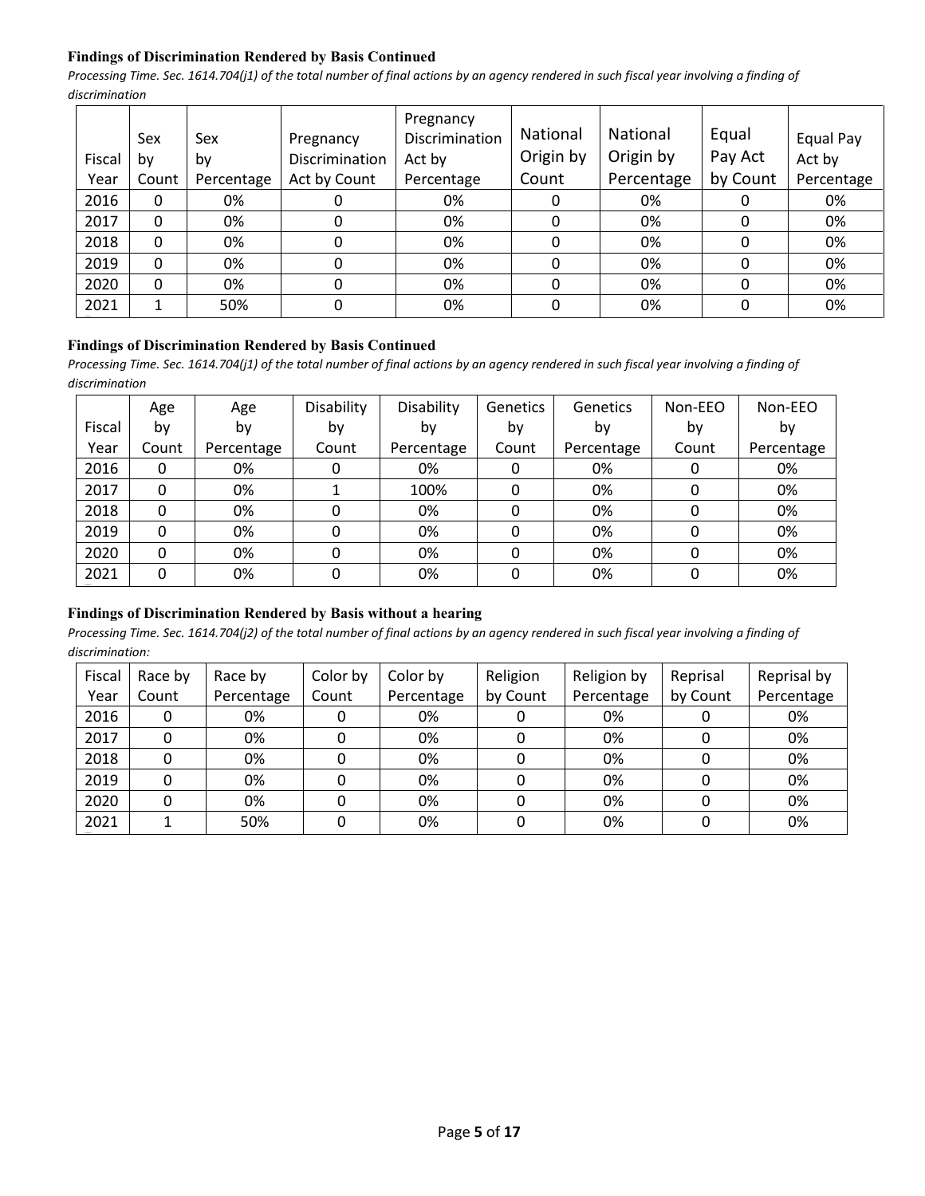### Findings of Discrimination Rendered by Basis Continued

*Processing Time. Sec. 1614.704(j1) of the total number of final actions by an agency rendered in such fiscal year involving a finding of discrimination*

| Fiscal Year | Sex by Count | Sex by Percentage | Pregnancy Discrimination Act by Count | Pregnancy Discrimination Act by Percentage | National Origin by Count | National Origin by Percentage | Equal Pay Act by Count | Equal Pay Act by Percentage |
|---|---|---|---|---|---|---|---|---|
| 2016 | 0 | 0% | 0 | 0% | 0 | 0% | 0 | 0% |
| 2017 | 0 | 0% | 0 | 0% | 0 | 0% | 0 | 0% |
| 2018 | 0 | 0% | 0 | 0% | 0 | 0% | 0 | 0% |
| 2019 | 0 | 0% | 0 | 0% | 0 | 0% | 0 | 0% |
| 2020 | 0 | 0% | 0 | 0% | 0 | 0% | 0 | 0% |
| 2021 | 1 | 50% | 0 | 0% | 0 | 0% | 0 | 0% |

### Findings of Discrimination Rendered by Basis Continued

*Processing Time. Sec. 1614.704(j1) of the total number of final actions by an agency rendered in such fiscal year involving a finding of discrimination*

| Fiscal Year | Age by Count | Age by Percentage | Disability by Count | Disability by Percentage | Genetics by Count | Genetics by Percentage | Non-EEO by Count | Non-EEO by Percentage |
|---|---|---|---|---|---|---|---|---|
| 2016 | 0 | 0% | 0 | 0% | 0 | 0% | 0 | 0% |
| 2017 | 0 | 0% | 1 | 100% | 0 | 0% | 0 | 0% |
| 2018 | 0 | 0% | 0 | 0% | 0 | 0% | 0 | 0% |
| 2019 | 0 | 0% | 0 | 0% | 0 | 0% | 0 | 0% |
| 2020 | 0 | 0% | 0 | 0% | 0 | 0% | 0 | 0% |
| 2021 | 0 | 0% | 0 | 0% | 0 | 0% | 0 | 0% |

### Findings of Discrimination Rendered by Basis without a hearing

*Processing Time. Sec. 1614.704(j2) of the total number of final actions by an agency rendered in such fiscal year involving a finding of discrimination:*

| Fiscal Year | Race by Count | Race by Percentage | Color by Count | Color by Percentage | Religion by Count | Religion by Percentage | Reprisal by Count | Reprisal by Percentage |
|---|---|---|---|---|---|---|---|---|
| 2016 | 0 | 0% | 0 | 0% | 0 | 0% | 0 | 0% |
| 2017 | 0 | 0% | 0 | 0% | 0 | 0% | 0 | 0% |
| 2018 | 0 | 0% | 0 | 0% | 0 | 0% | 0 | 0% |
| 2019 | 0 | 0% | 0 | 0% | 0 | 0% | 0 | 0% |
| 2020 | 0 | 0% | 0 | 0% | 0 | 0% | 0 | 0% |
| 2021 | 1 | 50% | 0 | 0% | 0 | 0% | 0 | 0% |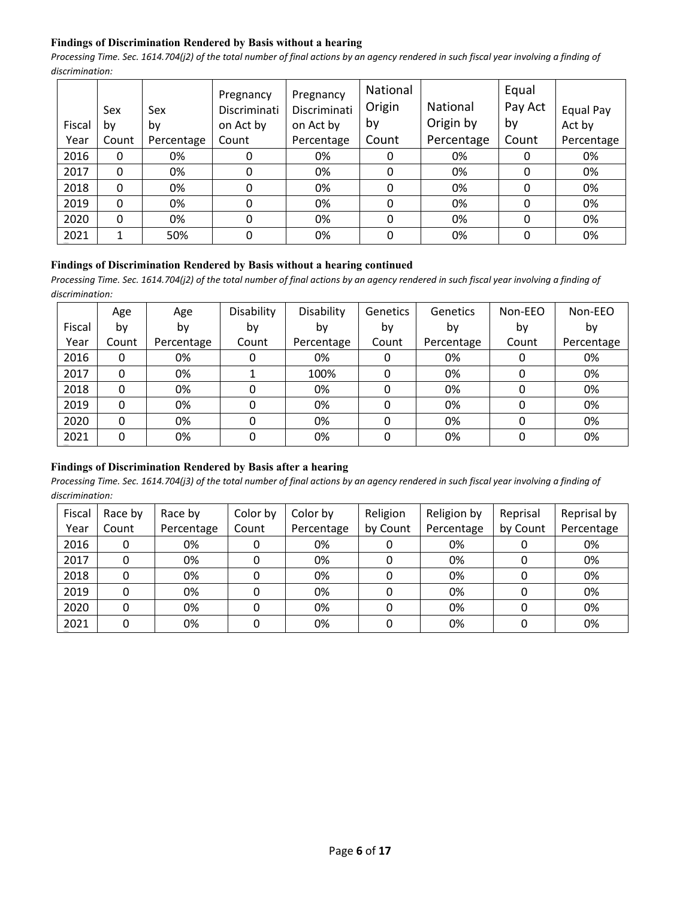**Findings of Discrimination Rendered by Basis without a hearing**

*Processing Time. Sec. 1614.704(j2) of the total number of final actions by an agency rendered in such fiscal year involving a finding of discrimination:*

| Fiscal Year | Sex by Count | Sex by Percentage | Pregnancy Discrimination Act by Count | Pregnancy Discrimination Act by Percentage | National Origin by Count | National Origin by Percentage | Equal Pay Act by Count | Equal Pay Act by Percentage |
|---|---|---|---|---|---|---|---|---|
| 2016 | 0 | 0% | 0 | 0% | 0 | 0% | 0 | 0% |
| 2017 | 0 | 0% | 0 | 0% | 0 | 0% | 0 | 0% |
| 2018 | 0 | 0% | 0 | 0% | 0 | 0% | 0 | 0% |
| 2019 | 0 | 0% | 0 | 0% | 0 | 0% | 0 | 0% |
| 2020 | 0 | 0% | 0 | 0% | 0 | 0% | 0 | 0% |
| 2021 | 1 | 50% | 0 | 0% | 0 | 0% | 0 | 0% |

**Findings of Discrimination Rendered by Basis without a hearing continued**

*Processing Time. Sec. 1614.704(j2) of the total number of final actions by an agency rendered in such fiscal year involving a finding of discrimination:*

| Fiscal Year | Age by Count | Age by Percentage | Disability by Count | Disability by Percentage | Genetics by Count | Genetics by Percentage | Non-EEO by Count | Non-EEO by Percentage |
|---|---|---|---|---|---|---|---|---|
| 2016 | 0 | 0% | 0 | 0% | 0 | 0% | 0 | 0% |
| 2017 | 0 | 0% | 1 | 100% | 0 | 0% | 0 | 0% |
| 2018 | 0 | 0% | 0 | 0% | 0 | 0% | 0 | 0% |
| 2019 | 0 | 0% | 0 | 0% | 0 | 0% | 0 | 0% |
| 2020 | 0 | 0% | 0 | 0% | 0 | 0% | 0 | 0% |
| 2021 | 0 | 0% | 0 | 0% | 0 | 0% | 0 | 0% |

**Findings of Discrimination Rendered by Basis after a hearing**

*Processing Time. Sec. 1614.704(j3) of the total number of final actions by an agency rendered in such fiscal year involving a finding of discrimination:*

| Fiscal Year | Race by Count | Race by Percentage | Color by Count | Color by Percentage | Religion by Count | Religion by Percentage | Reprisal by Count | Reprisal by Percentage |
|---|---|---|---|---|---|---|---|---|
| 2016 | 0 | 0% | 0 | 0% | 0 | 0% | 0 | 0% |
| 2017 | 0 | 0% | 0 | 0% | 0 | 0% | 0 | 0% |
| 2018 | 0 | 0% | 0 | 0% | 0 | 0% | 0 | 0% |
| 2019 | 0 | 0% | 0 | 0% | 0 | 0% | 0 | 0% |
| 2020 | 0 | 0% | 0 | 0% | 0 | 0% | 0 | 0% |
| 2021 | 0 | 0% | 0 | 0% | 0 | 0% | 0 | 0% |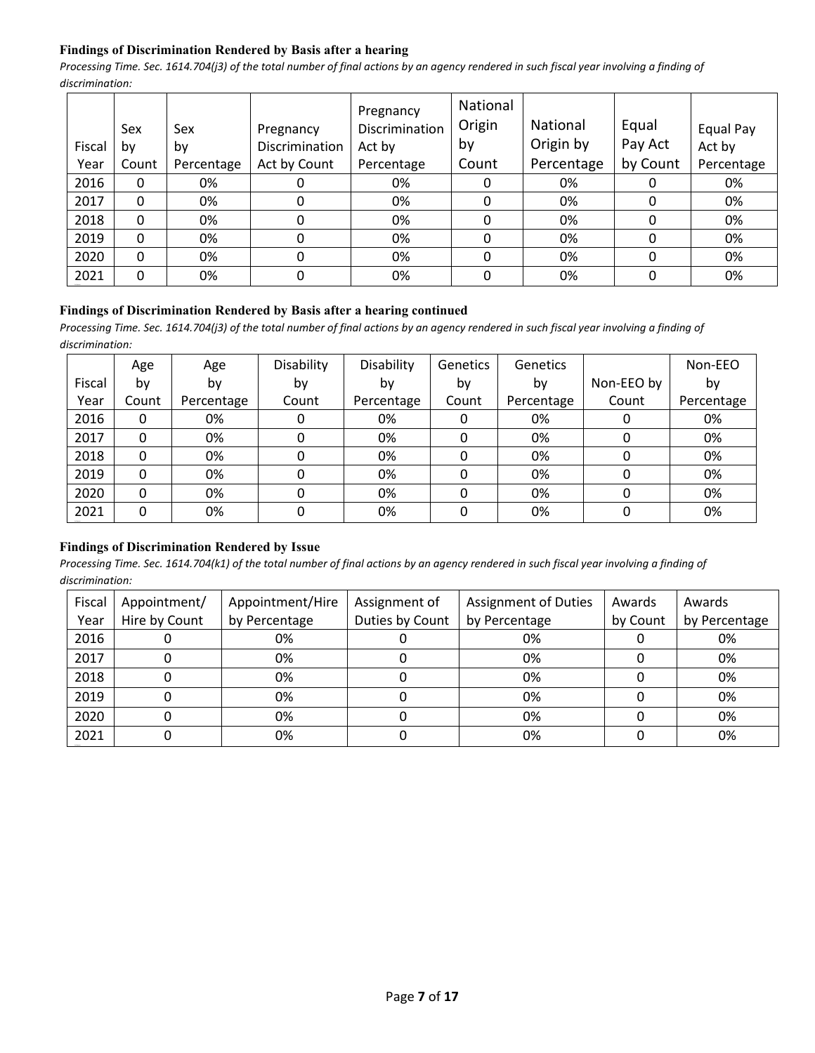**Findings of Discrimination Rendered by Basis after a hearing**

*Processing Time. Sec. 1614.704(j3) of the total number of final actions by an agency rendered in such fiscal year involving a finding of discrimination:*

| Fiscal Year | Sex by Count | Sex by Percentage | Pregnancy Discrimination Act by Count | Pregnancy Discrimination Act by Percentage | National Origin by Count | National Origin by Percentage | Equal Pay Act by Count | Equal Pay Act by Percentage |
|---|---|---|---|---|---|---|---|---|
| 2016 | 0 | 0% | 0 | 0% | 0 | 0% | 0 | 0% |
| 2017 | 0 | 0% | 0 | 0% | 0 | 0% | 0 | 0% |
| 2018 | 0 | 0% | 0 | 0% | 0 | 0% | 0 | 0% |
| 2019 | 0 | 0% | 0 | 0% | 0 | 0% | 0 | 0% |
| 2020 | 0 | 0% | 0 | 0% | 0 | 0% | 0 | 0% |
| 2021 | 0 | 0% | 0 | 0% | 0 | 0% | 0 | 0% |

**Findings of Discrimination Rendered by Basis after a hearing continued**

*Processing Time. Sec. 1614.704(j3) of the total number of final actions by an agency rendered in such fiscal year involving a finding of discrimination:*

| Fiscal Year | Age by Count | Age by Percentage | Disability by Count | Disability by Percentage | Genetics by Count | Genetics by Percentage | Non-EEO by Count | Non-EEO by Percentage |
|---|---|---|---|---|---|---|---|---|
| 2016 | 0 | 0% | 0 | 0% | 0 | 0% | 0 | 0% |
| 2017 | 0 | 0% | 0 | 0% | 0 | 0% | 0 | 0% |
| 2018 | 0 | 0% | 0 | 0% | 0 | 0% | 0 | 0% |
| 2019 | 0 | 0% | 0 | 0% | 0 | 0% | 0 | 0% |
| 2020 | 0 | 0% | 0 | 0% | 0 | 0% | 0 | 0% |
| 2021 | 0 | 0% | 0 | 0% | 0 | 0% | 0 | 0% |

**Findings of Discrimination Rendered by Issue**

*Processing Time. Sec. 1614.704(k1) of the total number of final actions by an agency rendered in such fiscal year involving a finding of discrimination:*

| Fiscal Year | Appointment/ Hire by Count | Appointment/Hire by Percentage | Assignment of Duties by Count | Assignment of Duties by Percentage | Awards by Count | Awards by Percentage |
|---|---|---|---|---|---|---|
| 2016 | 0 | 0% | 0 | 0% | 0 | 0% |
| 2017 | 0 | 0% | 0 | 0% | 0 | 0% |
| 2018 | 0 | 0% | 0 | 0% | 0 | 0% |
| 2019 | 0 | 0% | 0 | 0% | 0 | 0% |
| 2020 | 0 | 0% | 0 | 0% | 0 | 0% |
| 2021 | 0 | 0% | 0 | 0% | 0 | 0% |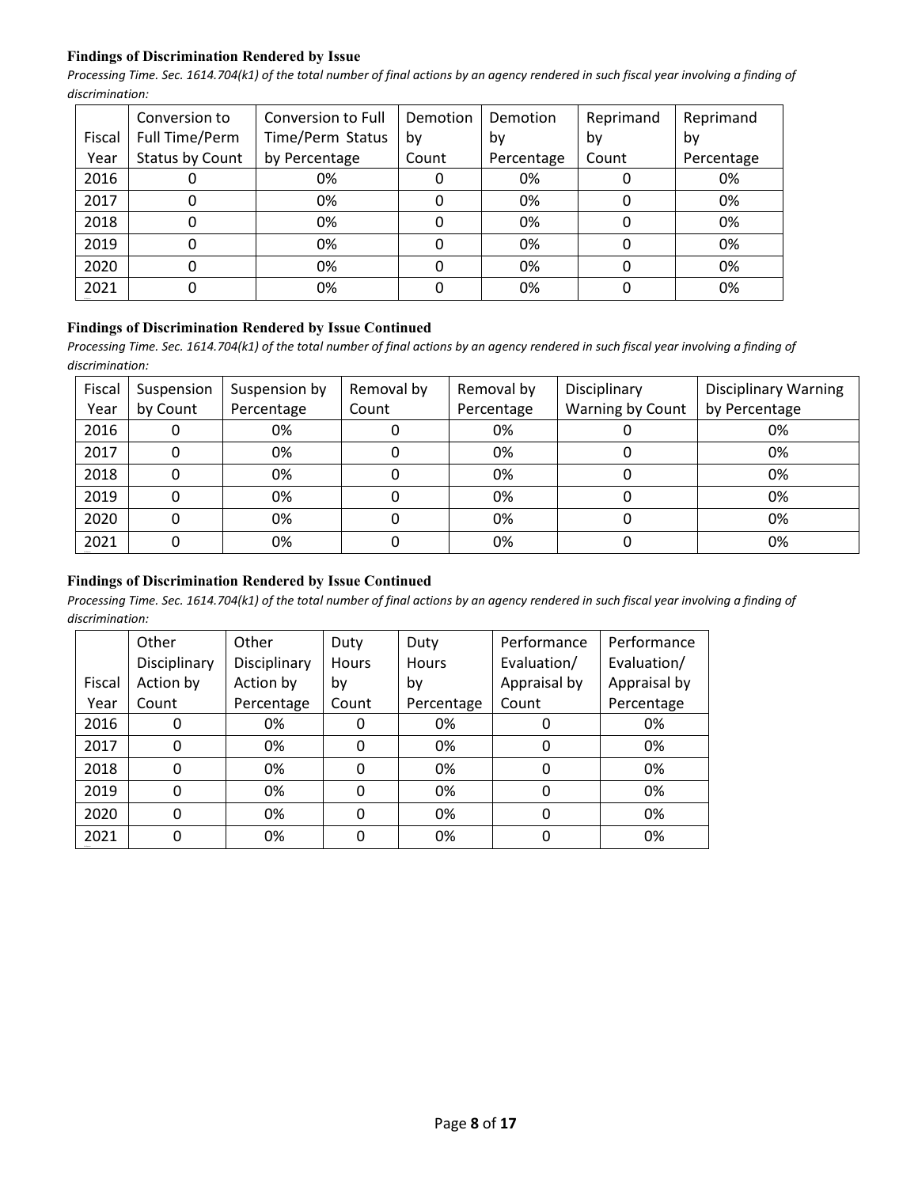**Findings of Discrimination Rendered by Issue**

*Processing Time. Sec. 1614.704(k1) of the total number of final actions by an agency rendered in such fiscal year involving a finding of discrimination:*

| Fiscal Year | Conversion to Full Time/Perm Status by Count | Conversion to Full Time/Perm Status by Percentage | Demotion by Count | Demotion by Percentage | Reprimand by Count | Reprimand by Percentage |
|---|---|---|---|---|---|---|
| 2016 | 0 | 0% | 0 | 0% | 0 | 0% |
| 2017 | 0 | 0% | 0 | 0% | 0 | 0% |
| 2018 | 0 | 0% | 0 | 0% | 0 | 0% |
| 2019 | 0 | 0% | 0 | 0% | 0 | 0% |
| 2020 | 0 | 0% | 0 | 0% | 0 | 0% |
| 2021 | 0 | 0% | 0 | 0% | 0 | 0% |

**Findings of Discrimination Rendered by Issue Continued**

*Processing Time. Sec. 1614.704(k1) of the total number of final actions by an agency rendered in such fiscal year involving a finding of discrimination:*

| Fiscal Year | Suspension by Count | Suspension by Percentage | Removal by Count | Removal by Percentage | Disciplinary Warning by Count | Disciplinary Warning by Percentage |
|---|---|---|---|---|---|---|
| 2016 | 0 | 0% | 0 | 0% | 0 | 0% |
| 2017 | 0 | 0% | 0 | 0% | 0 | 0% |
| 2018 | 0 | 0% | 0 | 0% | 0 | 0% |
| 2019 | 0 | 0% | 0 | 0% | 0 | 0% |
| 2020 | 0 | 0% | 0 | 0% | 0 | 0% |
| 2021 | 0 | 0% | 0 | 0% | 0 | 0% |

**Findings of Discrimination Rendered by Issue Continued**

*Processing Time. Sec. 1614.704(k1) of the total number of final actions by an agency rendered in such fiscal year involving a finding of discrimination:*

| Fiscal Year | Other Disciplinary Action by Count | Other Disciplinary Action by Percentage | Duty Hours by Count | Duty Hours by Percentage | Performance Evaluation/ Appraisal by Count | Performance Evaluation/ Appraisal by Percentage |
|---|---|---|---|---|---|---|
| 2016 | 0 | 0% | 0 | 0% | 0 | 0% |
| 2017 | 0 | 0% | 0 | 0% | 0 | 0% |
| 2018 | 0 | 0% | 0 | 0% | 0 | 0% |
| 2019 | 0 | 0% | 0 | 0% | 0 | 0% |
| 2020 | 0 | 0% | 0 | 0% | 0 | 0% |
| 2021 | 0 | 0% | 0 | 0% | 0 | 0% |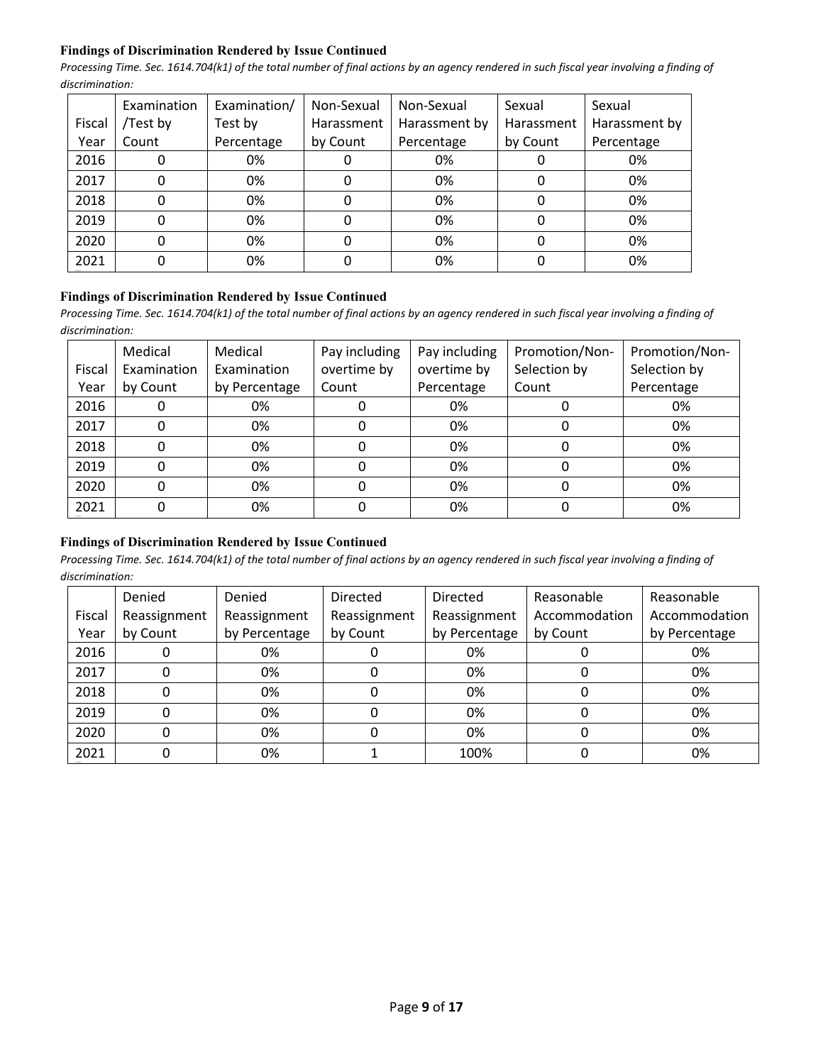#### Findings of Discrimination Rendered by Issue Continued

*Processing Time. Sec. 1614.704(k1) of the total number of final actions by an agency rendered in such fiscal year involving a finding of discrimination:*

| Fiscal Year | Examination /Test by Count | Examination/ Test by Percentage | Non-Sexual Harassment by Count | Non-Sexual Harassment by Percentage | Sexual Harassment by Count | Sexual Harassment by Percentage |
|---|---|---|---|---|---|---|
| 2016 | 0 | 0% | 0 | 0% | 0 | 0% |
| 2017 | 0 | 0% | 0 | 0% | 0 | 0% |
| 2018 | 0 | 0% | 0 | 0% | 0 | 0% |
| 2019 | 0 | 0% | 0 | 0% | 0 | 0% |
| 2020 | 0 | 0% | 0 | 0% | 0 | 0% |
| 2021 | 0 | 0% | 0 | 0% | 0 | 0% |

#### Findings of Discrimination Rendered by Issue Continued

*Processing Time. Sec. 1614.704(k1) of the total number of final actions by an agency rendered in such fiscal year involving a finding of discrimination:*

| Fiscal Year | Medical Examination by Count | Medical Examination by Percentage | Pay including overtime by Count | Pay including overtime by Percentage | Promotion/Non-Selection by Count | Promotion/Non-Selection by Percentage |
|---|---|---|---|---|---|---|
| 2016 | 0 | 0% | 0 | 0% | 0 | 0% |
| 2017 | 0 | 0% | 0 | 0% | 0 | 0% |
| 2018 | 0 | 0% | 0 | 0% | 0 | 0% |
| 2019 | 0 | 0% | 0 | 0% | 0 | 0% |
| 2020 | 0 | 0% | 0 | 0% | 0 | 0% |
| 2021 | 0 | 0% | 0 | 0% | 0 | 0% |

#### Findings of Discrimination Rendered by Issue Continued

*Processing Time. Sec. 1614.704(k1) of the total number of final actions by an agency rendered in such fiscal year involving a finding of discrimination:*

| Fiscal Year | Denied Reassignment by Count | Denied Reassignment by Percentage | Directed Reassignment by Count | Directed Reassignment by Percentage | Reasonable Accommodation by Count | Reasonable Accommodation by Percentage |
|---|---|---|---|---|---|---|
| 2016 | 0 | 0% | 0 | 0% | 0 | 0% |
| 2017 | 0 | 0% | 0 | 0% | 0 | 0% |
| 2018 | 0 | 0% | 0 | 0% | 0 | 0% |
| 2019 | 0 | 0% | 0 | 0% | 0 | 0% |
| 2020 | 0 | 0% | 0 | 0% | 0 | 0% |
| 2021 | 0 | 0% | 1 | 100% | 0 | 0% |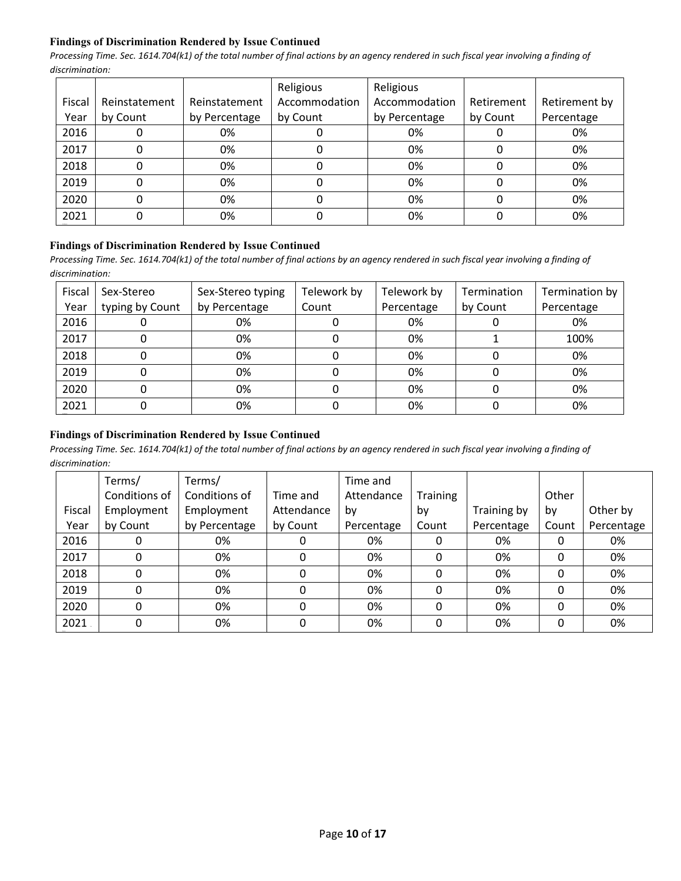**Findings of Discrimination Rendered by Issue Continued**

*Processing Time. Sec. 1614.704(k1) of the total number of final actions by an agency rendered in such fiscal year involving a finding of discrimination:*

| Fiscal Year | Reinstatement by Count | Reinstatement by Percentage | Religious Accommodation by Count | Religious Accommodation by Percentage | Retirement by Count | Retirement by Percentage |
|---|---|---|---|---|---|---|
| 2016 | 0 | 0% | 0 | 0% | 0 | 0% |
| 2017 | 0 | 0% | 0 | 0% | 0 | 0% |
| 2018 | 0 | 0% | 0 | 0% | 0 | 0% |
| 2019 | 0 | 0% | 0 | 0% | 0 | 0% |
| 2020 | 0 | 0% | 0 | 0% | 0 | 0% |
| 2021 | 0 | 0% | 0 | 0% | 0 | 0% |

**Findings of Discrimination Rendered by Issue Continued**

*Processing Time. Sec. 1614.704(k1) of the total number of final actions by an agency rendered in such fiscal year involving a finding of discrimination:*

| Fiscal Year | Sex-Stereo typing by Count | Sex-Stereo typing by Percentage | Telework by Count | Telework by Percentage | Termination by Count | Termination by Percentage |
|---|---|---|---|---|---|---|
| 2016 | 0 | 0% | 0 | 0% | 0 | 0% |
| 2017 | 0 | 0% | 0 | 0% | 1 | 100% |
| 2018 | 0 | 0% | 0 | 0% | 0 | 0% |
| 2019 | 0 | 0% | 0 | 0% | 0 | 0% |
| 2020 | 0 | 0% | 0 | 0% | 0 | 0% |
| 2021 | 0 | 0% | 0 | 0% | 0 | 0% |

**Findings of Discrimination Rendered by Issue Continued**

*Processing Time. Sec. 1614.704(k1) of the total number of final actions by an agency rendered in such fiscal year involving a finding of discrimination:*

| Fiscal Year | Terms/ Conditions of Employment by Count | Terms/ Conditions of Employment by Percentage | Time and Attendance by Count | Time and Attendance by Percentage | Training by Count | Training by Percentage | Other by Count | Other by Percentage |
|---|---|---|---|---|---|---|---|---|
| 2016 | 0 | 0% | 0 | 0% | 0 | 0% | 0 | 0% |
| 2017 | 0 | 0% | 0 | 0% | 0 | 0% | 0 | 0% |
| 2018 | 0 | 0% | 0 | 0% | 0 | 0% | 0 | 0% |
| 2019 | 0 | 0% | 0 | 0% | 0 | 0% | 0 | 0% |
| 2020 | 0 | 0% | 0 | 0% | 0 | 0% | 0 | 0% |
| 2021 | 0 | 0% | 0 | 0% | 0 | 0% | 0 | 0% |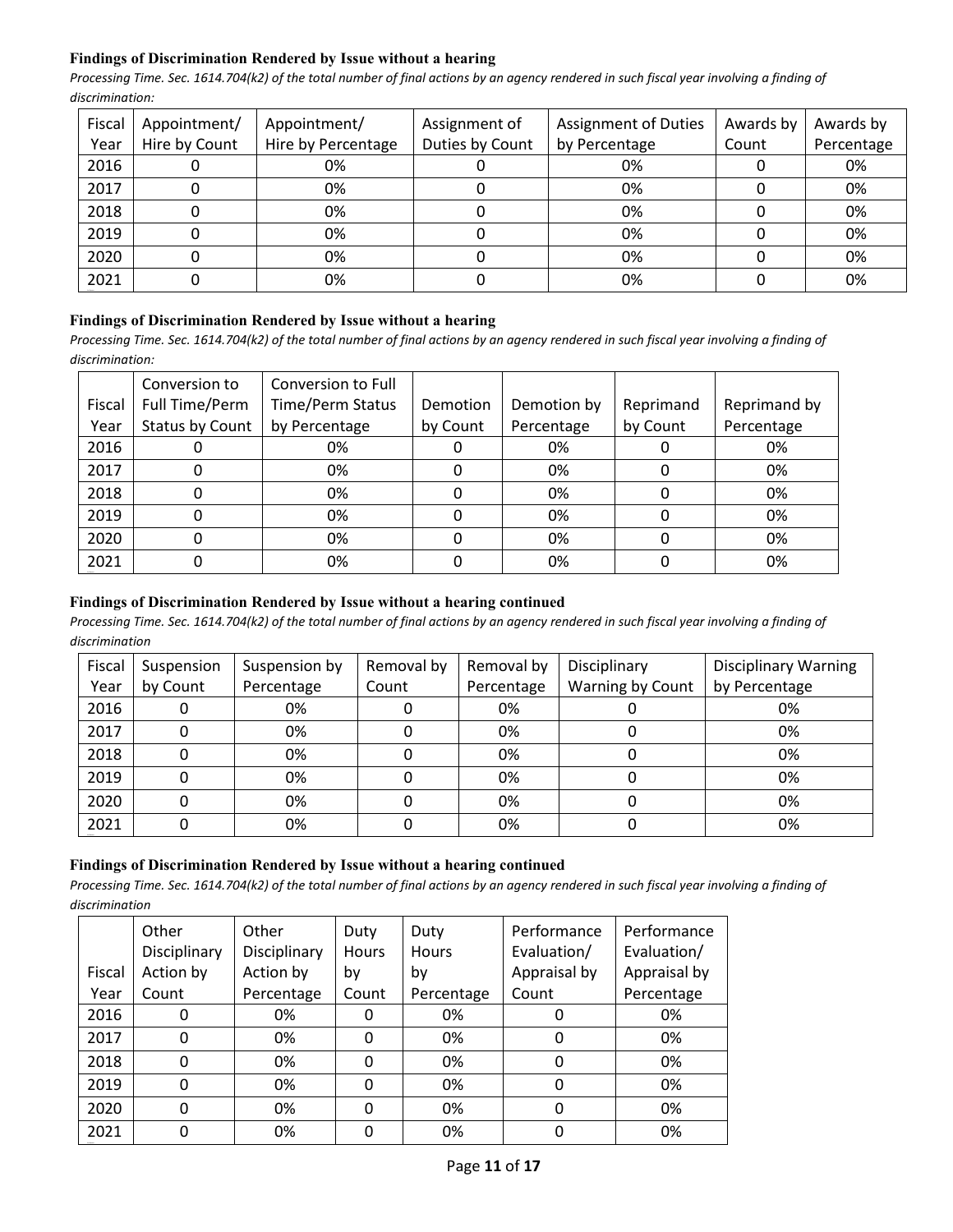**Findings of Discrimination Rendered by Issue without a hearing**

*Processing Time. Sec. 1614.704(k2) of the total number of final actions by an agency rendered in such fiscal year involving a finding of discrimination:*

| Fiscal Year | Appointment/ Hire by Count | Appointment/ Hire by Percentage | Assignment of Duties by Count | Assignment of Duties by Percentage | Awards by Count | Awards by Percentage |
|---|---|---|---|---|---|---|
| 2016 | 0 | 0% | 0 | 0% | 0 | 0% |
| 2017 | 0 | 0% | 0 | 0% | 0 | 0% |
| 2018 | 0 | 0% | 0 | 0% | 0 | 0% |
| 2019 | 0 | 0% | 0 | 0% | 0 | 0% |
| 2020 | 0 | 0% | 0 | 0% | 0 | 0% |
| 2021 | 0 | 0% | 0 | 0% | 0 | 0% |

**Findings of Discrimination Rendered by Issue without a hearing**

*Processing Time. Sec. 1614.704(k2) of the total number of final actions by an agency rendered in such fiscal year involving a finding of discrimination:*

| Fiscal Year | Conversion to Full Time/Perm Status by Count | Conversion to Full Time/Perm Status by Percentage | Demotion by Count | Demotion by Percentage | Reprimand by Count | Reprimand by Percentage |
|---|---|---|---|---|---|---|
| 2016 | 0 | 0% | 0 | 0% | 0 | 0% |
| 2017 | 0 | 0% | 0 | 0% | 0 | 0% |
| 2018 | 0 | 0% | 0 | 0% | 0 | 0% |
| 2019 | 0 | 0% | 0 | 0% | 0 | 0% |
| 2020 | 0 | 0% | 0 | 0% | 0 | 0% |
| 2021 | 0 | 0% | 0 | 0% | 0 | 0% |

**Findings of Discrimination Rendered by Issue without a hearing continued**

*Processing Time. Sec. 1614.704(k2) of the total number of final actions by an agency rendered in such fiscal year involving a finding of discrimination*

| Fiscal Year | Suspension by Count | Suspension by Percentage | Removal by Count | Removal by Percentage | Disciplinary Warning by Count | Disciplinary Warning by Percentage |
|---|---|---|---|---|---|---|
| 2016 | 0 | 0% | 0 | 0% | 0 | 0% |
| 2017 | 0 | 0% | 0 | 0% | 0 | 0% |
| 2018 | 0 | 0% | 0 | 0% | 0 | 0% |
| 2019 | 0 | 0% | 0 | 0% | 0 | 0% |
| 2020 | 0 | 0% | 0 | 0% | 0 | 0% |
| 2021 | 0 | 0% | 0 | 0% | 0 | 0% |

**Findings of Discrimination Rendered by Issue without a hearing continued**

*Processing Time. Sec. 1614.704(k2) of the total number of final actions by an agency rendered in such fiscal year involving a finding of discrimination*

| Fiscal Year | Other Disciplinary Action by Count | Other Disciplinary Action by Percentage | Duty Hours by Count | Duty Hours by Percentage | Performance Evaluation/ Appraisal by Count | Performance Evaluation/ Appraisal by Percentage |
|---|---|---|---|---|---|---|
| 2016 | 0 | 0% | 0 | 0% | 0 | 0% |
| 2017 | 0 | 0% | 0 | 0% | 0 | 0% |
| 2018 | 0 | 0% | 0 | 0% | 0 | 0% |
| 2019 | 0 | 0% | 0 | 0% | 0 | 0% |
| 2020 | 0 | 0% | 0 | 0% | 0 | 0% |
| 2021 | 0 | 0% | 0 | 0% | 0 | 0% |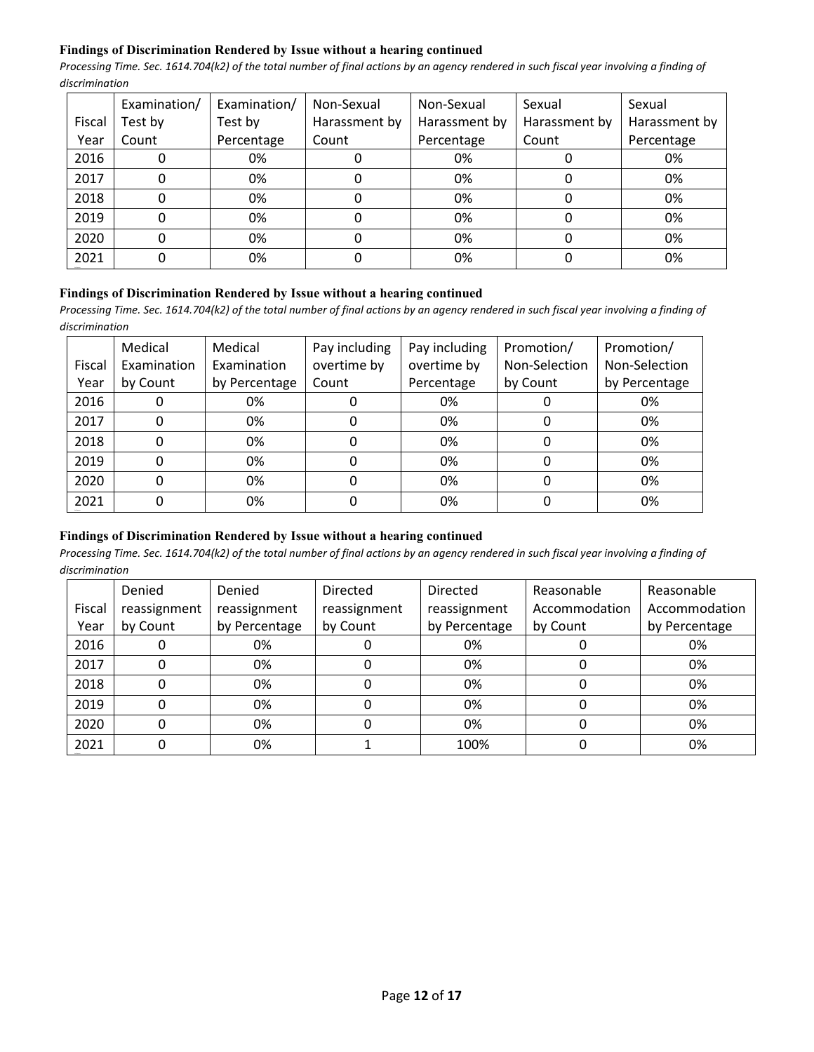**Findings of Discrimination Rendered by Issue without a hearing continued**

*Processing Time. Sec. 1614.704(k2) of the total number of final actions by an agency rendered in such fiscal year involving a finding of discrimination*

| Fiscal Year | Examination/ Test by Count | Examination/ Test by Percentage | Non-Sexual Harassment by Count | Non-Sexual Harassment by Percentage | Sexual Harassment by Count | Sexual Harassment by Percentage |
|---|---|---|---|---|---|---|
| 2016 | 0 | 0% | 0 | 0% | 0 | 0% |
| 2017 | 0 | 0% | 0 | 0% | 0 | 0% |
| 2018 | 0 | 0% | 0 | 0% | 0 | 0% |
| 2019 | 0 | 0% | 0 | 0% | 0 | 0% |
| 2020 | 0 | 0% | 0 | 0% | 0 | 0% |
| 2021 | 0 | 0% | 0 | 0% | 0 | 0% |

**Findings of Discrimination Rendered by Issue without a hearing continued**

*Processing Time. Sec. 1614.704(k2) of the total number of final actions by an agency rendered in such fiscal year involving a finding of discrimination*

| Fiscal Year | Medical Examination by Count | Medical Examination by Percentage | Pay including overtime by Count | Pay including overtime by Percentage | Promotion/ Non-Selection by Count | Promotion/ Non-Selection by Percentage |
|---|---|---|---|---|---|---|
| 2016 | 0 | 0% | 0 | 0% | 0 | 0% |
| 2017 | 0 | 0% | 0 | 0% | 0 | 0% |
| 2018 | 0 | 0% | 0 | 0% | 0 | 0% |
| 2019 | 0 | 0% | 0 | 0% | 0 | 0% |
| 2020 | 0 | 0% | 0 | 0% | 0 | 0% |
| 2021 | 0 | 0% | 0 | 0% | 0 | 0% |

**Findings of Discrimination Rendered by Issue without a hearing continued**

*Processing Time. Sec. 1614.704(k2) of the total number of final actions by an agency rendered in such fiscal year involving a finding of discrimination*

| Fiscal Year | Denied reassignment by Count | Denied reassignment by Percentage | Directed reassignment by Count | Directed reassignment by Percentage | Reasonable Accommodation by Count | Reasonable Accommodation by Percentage |
|---|---|---|---|---|---|---|
| 2016 | 0 | 0% | 0 | 0% | 0 | 0% |
| 2017 | 0 | 0% | 0 | 0% | 0 | 0% |
| 2018 | 0 | 0% | 0 | 0% | 0 | 0% |
| 2019 | 0 | 0% | 0 | 0% | 0 | 0% |
| 2020 | 0 | 0% | 0 | 0% | 0 | 0% |
| 2021 | 0 | 0% | 1 | 100% | 0 | 0% |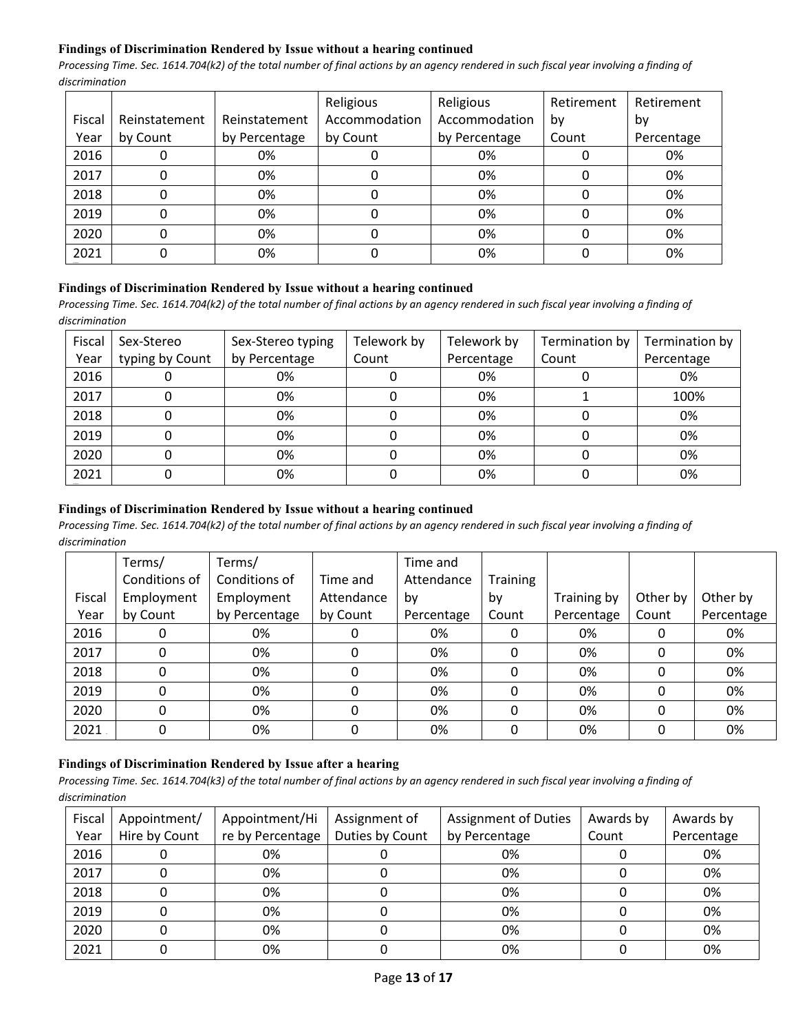**Findings of Discrimination Rendered by Issue without a hearing continued**

*Processing Time. Sec. 1614.704(k2) of the total number of final actions by an agency rendered in such fiscal year involving a finding of discrimination*

| Fiscal Year | Reinstatement by Count | Reinstatement by Percentage | Religious Accommodation by Count | Religious Accommodation by Percentage | Retirement by Count | Retirement by Percentage |
|---|---|---|---|---|---|---|
| 2016 | 0 | 0% | 0 | 0% | 0 | 0% |
| 2017 | 0 | 0% | 0 | 0% | 0 | 0% |
| 2018 | 0 | 0% | 0 | 0% | 0 | 0% |
| 2019 | 0 | 0% | 0 | 0% | 0 | 0% |
| 2020 | 0 | 0% | 0 | 0% | 0 | 0% |
| 2021 | 0 | 0% | 0 | 0% | 0 | 0% |

**Findings of Discrimination Rendered by Issue without a hearing continued**

*Processing Time. Sec. 1614.704(k2) of the total number of final actions by an agency rendered in such fiscal year involving a finding of discrimination*

| Fiscal Year | Sex-Stereo typing by Count | Sex-Stereo typing by Percentage | Telework by Count | Telework by Percentage | Termination by Count | Termination by Percentage |
|---|---|---|---|---|---|---|
| 2016 | 0 | 0% | 0 | 0% | 0 | 0% |
| 2017 | 0 | 0% | 0 | 0% | 1 | 100% |
| 2018 | 0 | 0% | 0 | 0% | 0 | 0% |
| 2019 | 0 | 0% | 0 | 0% | 0 | 0% |
| 2020 | 0 | 0% | 0 | 0% | 0 | 0% |
| 2021 | 0 | 0% | 0 | 0% | 0 | 0% |

**Findings of Discrimination Rendered by Issue without a hearing continued**

*Processing Time. Sec. 1614.704(k2) of the total number of final actions by an agency rendered in such fiscal year involving a finding of discrimination*

| Fiscal Year | Terms/ Conditions of Employment by Count | Terms/ Conditions of Employment by Percentage | Time and Attendance by Count | Time and Attendance by Percentage | Training by Count | Training by Percentage | Other by Count | Other by Percentage |
|---|---|---|---|---|---|---|---|---|
| 2016 | 0 | 0% | 0 | 0% | 0 | 0% | 0 | 0% |
| 2017 | 0 | 0% | 0 | 0% | 0 | 0% | 0 | 0% |
| 2018 | 0 | 0% | 0 | 0% | 0 | 0% | 0 | 0% |
| 2019 | 0 | 0% | 0 | 0% | 0 | 0% | 0 | 0% |
| 2020 | 0 | 0% | 0 | 0% | 0 | 0% | 0 | 0% |
| 2021 | 0 | 0% | 0 | 0% | 0 | 0% | 0 | 0% |

**Findings of Discrimination Rendered by Issue after a hearing**

*Processing Time. Sec. 1614.704(k3) of the total number of final actions by an agency rendered in such fiscal year involving a finding of discrimination*

| Fiscal Year | Appointment/ Hire by Count | Appointment/Hire by Percentage | Assignment of Duties by Count | Assignment of Duties by Percentage | Awards by Count | Awards by Percentage |
|---|---|---|---|---|---|---|
| 2016 | 0 | 0% | 0 | 0% | 0 | 0% |
| 2017 | 0 | 0% | 0 | 0% | 0 | 0% |
| 2018 | 0 | 0% | 0 | 0% | 0 | 0% |
| 2019 | 0 | 0% | 0 | 0% | 0 | 0% |
| 2020 | 0 | 0% | 0 | 0% | 0 | 0% |
| 2021 | 0 | 0% | 0 | 0% | 0 | 0% |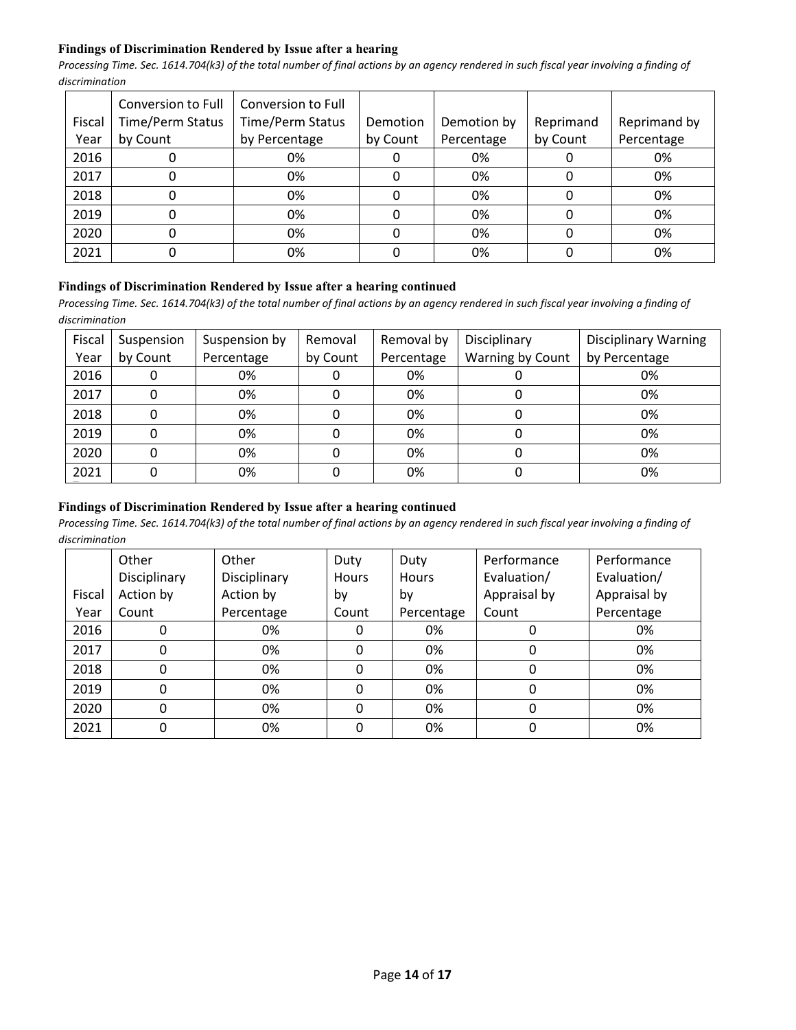**Findings of Discrimination Rendered by Issue after a hearing**

*Processing Time. Sec. 1614.704(k3) of the total number of final actions by an agency rendered in such fiscal year involving a finding of discrimination*

| Fiscal Year | Conversion to Full Time/Perm Status by Count | Conversion to Full Time/Perm Status by Percentage | Demotion by Count | Demotion by Percentage | Reprimand by Count | Reprimand by Percentage |
|---|---|---|---|---|---|---|
| 2016 | 0 | 0% | 0 | 0% | 0 | 0% |
| 2017 | 0 | 0% | 0 | 0% | 0 | 0% |
| 2018 | 0 | 0% | 0 | 0% | 0 | 0% |
| 2019 | 0 | 0% | 0 | 0% | 0 | 0% |
| 2020 | 0 | 0% | 0 | 0% | 0 | 0% |
| 2021 | 0 | 0% | 0 | 0% | 0 | 0% |

**Findings of Discrimination Rendered by Issue after a hearing continued**

*Processing Time. Sec. 1614.704(k3) of the total number of final actions by an agency rendered in such fiscal year involving a finding of discrimination*

| Fiscal Year | Suspension by Count | Suspension by Percentage | Removal by Count | Removal by Percentage | Disciplinary Warning by Count | Disciplinary Warning by Percentage |
|---|---|---|---|---|---|---|
| 2016 | 0 | 0% | 0 | 0% | 0 | 0% |
| 2017 | 0 | 0% | 0 | 0% | 0 | 0% |
| 2018 | 0 | 0% | 0 | 0% | 0 | 0% |
| 2019 | 0 | 0% | 0 | 0% | 0 | 0% |
| 2020 | 0 | 0% | 0 | 0% | 0 | 0% |
| 2021 | 0 | 0% | 0 | 0% | 0 | 0% |

**Findings of Discrimination Rendered by Issue after a hearing continued**

*Processing Time. Sec. 1614.704(k3) of the total number of final actions by an agency rendered in such fiscal year involving a finding of discrimination*

| Fiscal Year | Other Disciplinary Action by Count | Other Disciplinary Action by Percentage | Duty Hours by Count | Duty Hours by Percentage | Performance Evaluation/ Appraisal by Count | Performance Evaluation/ Appraisal by Percentage |
|---|---|---|---|---|---|---|
| 2016 | 0 | 0% | 0 | 0% | 0 | 0% |
| 2017 | 0 | 0% | 0 | 0% | 0 | 0% |
| 2018 | 0 | 0% | 0 | 0% | 0 | 0% |
| 2019 | 0 | 0% | 0 | 0% | 0 | 0% |
| 2020 | 0 | 0% | 0 | 0% | 0 | 0% |
| 2021 | 0 | 0% | 0 | 0% | 0 | 0% |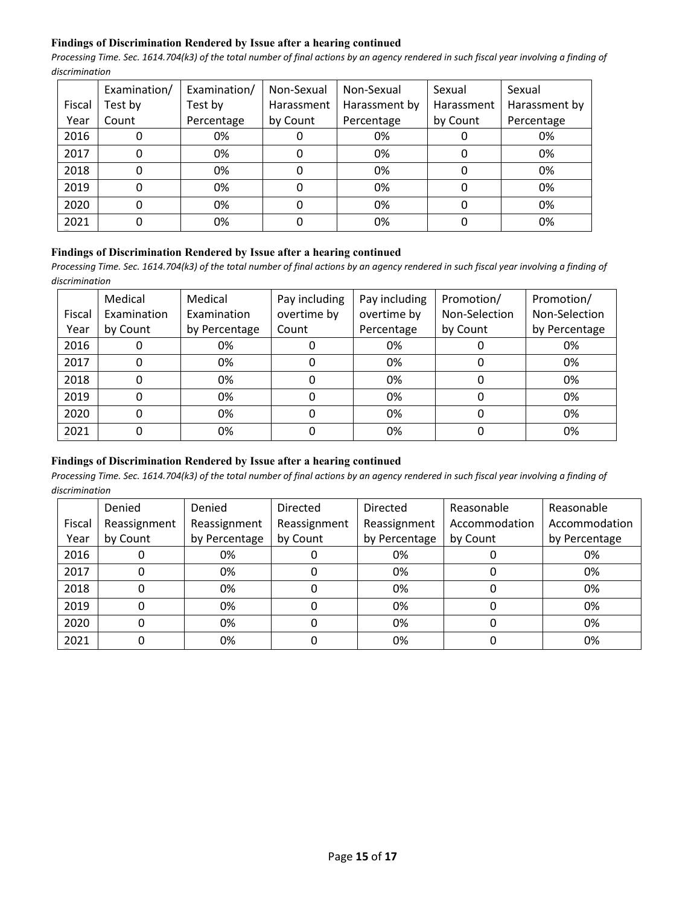**Findings of Discrimination Rendered by Issue after a hearing continued**

*Processing Time. Sec. 1614.704(k3) of the total number of final actions by an agency rendered in such fiscal year involving a finding of discrimination*

| Fiscal Year | Examination/ Test by Count | Examination/ Test by Percentage | Non-Sexual Harassment by Count | Non-Sexual Harassment by Percentage | Sexual Harassment by Count | Sexual Harassment by Percentage |
|---|---|---|---|---|---|---|
| 2016 | 0 | 0% | 0 | 0% | 0 | 0% |
| 2017 | 0 | 0% | 0 | 0% | 0 | 0% |
| 2018 | 0 | 0% | 0 | 0% | 0 | 0% |
| 2019 | 0 | 0% | 0 | 0% | 0 | 0% |
| 2020 | 0 | 0% | 0 | 0% | 0 | 0% |
| 2021 | 0 | 0% | 0 | 0% | 0 | 0% |

**Findings of Discrimination Rendered by Issue after a hearing continued**

*Processing Time. Sec. 1614.704(k3) of the total number of final actions by an agency rendered in such fiscal year involving a finding of discrimination*

| Fiscal Year | Medical Examination by Count | Medical Examination by Percentage | Pay including overtime by Count | Pay including overtime by Percentage | Promotion/ Non-Selection by Count | Promotion/ Non-Selection by Percentage |
|---|---|---|---|---|---|---|
| 2016 | 0 | 0% | 0 | 0% | 0 | 0% |
| 2017 | 0 | 0% | 0 | 0% | 0 | 0% |
| 2018 | 0 | 0% | 0 | 0% | 0 | 0% |
| 2019 | 0 | 0% | 0 | 0% | 0 | 0% |
| 2020 | 0 | 0% | 0 | 0% | 0 | 0% |
| 2021 | 0 | 0% | 0 | 0% | 0 | 0% |

**Findings of Discrimination Rendered by Issue after a hearing continued**

*Processing Time. Sec. 1614.704(k3) of the total number of final actions by an agency rendered in such fiscal year involving a finding of discrimination*

| Fiscal Year | Denied Reassignment by Count | Denied Reassignment by Percentage | Directed Reassignment by Count | Directed Reassignment by Percentage | Reasonable Accommodation by Count | Reasonable Accommodation by Percentage |
|---|---|---|---|---|---|---|
| 2016 | 0 | 0% | 0 | 0% | 0 | 0% |
| 2017 | 0 | 0% | 0 | 0% | 0 | 0% |
| 2018 | 0 | 0% | 0 | 0% | 0 | 0% |
| 2019 | 0 | 0% | 0 | 0% | 0 | 0% |
| 2020 | 0 | 0% | 0 | 0% | 0 | 0% |
| 2021 | 0 | 0% | 0 | 0% | 0 | 0% |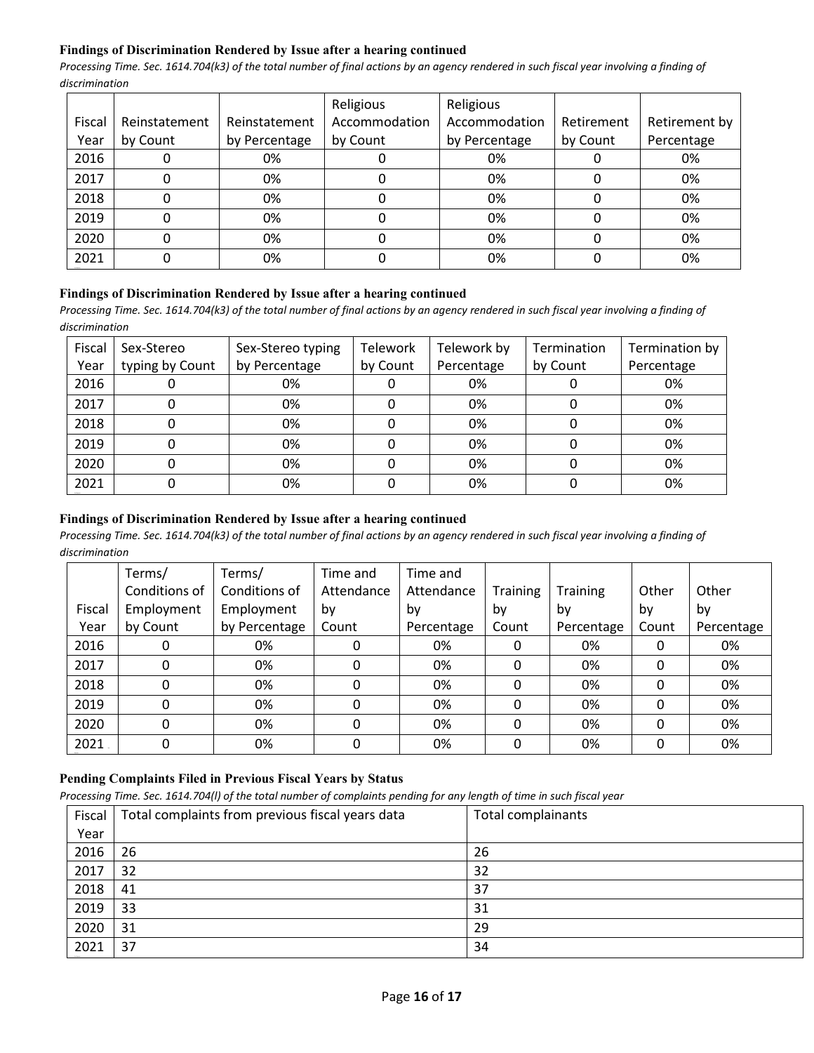#### Findings of Discrimination Rendered by Issue after a hearing continued

*Processing Time. Sec. 1614.704(k3) of the total number of final actions by an agency rendered in such fiscal year involving a finding of discrimination*

| Fiscal Year | Reinstatement by Count | Reinstatement by Percentage | Religious Accommodation by Count | Religious Accommodation by Percentage | Retirement by Count | Retirement by Percentage |
|---|---|---|---|---|---|---|
| 2016 | 0 | 0% | 0 | 0% | 0 | 0% |
| 2017 | 0 | 0% | 0 | 0% | 0 | 0% |
| 2018 | 0 | 0% | 0 | 0% | 0 | 0% |
| 2019 | 0 | 0% | 0 | 0% | 0 | 0% |
| 2020 | 0 | 0% | 0 | 0% | 0 | 0% |
| 2021 | 0 | 0% | 0 | 0% | 0 | 0% |

#### Findings of Discrimination Rendered by Issue after a hearing continued

*Processing Time. Sec. 1614.704(k3) of the total number of final actions by an agency rendered in such fiscal year involving a finding of discrimination*

| Fiscal Year | Sex-Stereo typing by Count | Sex-Stereo typing by Percentage | Telework by Count | Telework by Percentage | Termination by Count | Termination by Percentage |
|---|---|---|---|---|---|---|
| 2016 | 0 | 0% | 0 | 0% | 0 | 0% |
| 2017 | 0 | 0% | 0 | 0% | 0 | 0% |
| 2018 | 0 | 0% | 0 | 0% | 0 | 0% |
| 2019 | 0 | 0% | 0 | 0% | 0 | 0% |
| 2020 | 0 | 0% | 0 | 0% | 0 | 0% |
| 2021 | 0 | 0% | 0 | 0% | 0 | 0% |

#### Findings of Discrimination Rendered by Issue after a hearing continued

*Processing Time. Sec. 1614.704(k3) of the total number of final actions by an agency rendered in such fiscal year involving a finding of discrimination*

| Fiscal Year | Terms/ Conditions of Employment by Count | Terms/ Conditions of Employment by Percentage | Time and Attendance by Count | Time and Attendance by Percentage | Training by Count | Training by Percentage | Other by Count | Other by Percentage |
|---|---|---|---|---|---|---|---|---|
| 2016 | 0 | 0% | 0 | 0% | 0 | 0% | 0 | 0% |
| 2017 | 0 | 0% | 0 | 0% | 0 | 0% | 0 | 0% |
| 2018 | 0 | 0% | 0 | 0% | 0 | 0% | 0 | 0% |
| 2019 | 0 | 0% | 0 | 0% | 0 | 0% | 0 | 0% |
| 2020 | 0 | 0% | 0 | 0% | 0 | 0% | 0 | 0% |
| 2021 | 0 | 0% | 0 | 0% | 0 | 0% | 0 | 0% |

#### Pending Complaints Filed in Previous Fiscal Years by Status

*Processing Time. Sec. 1614.704(l) of the total number of complaints pending for any length of time in such fiscal year*

| Fiscal Year | Total complaints from previous fiscal years data | Total complainants |
|---|---|---|
| 2016 | 26 | 26 |
| 2017 | 32 | 32 |
| 2018 | 41 | 37 |
| 2019 | 33 | 31 |
| 2020 | 31 | 29 |
| 2021 | 37 | 34 |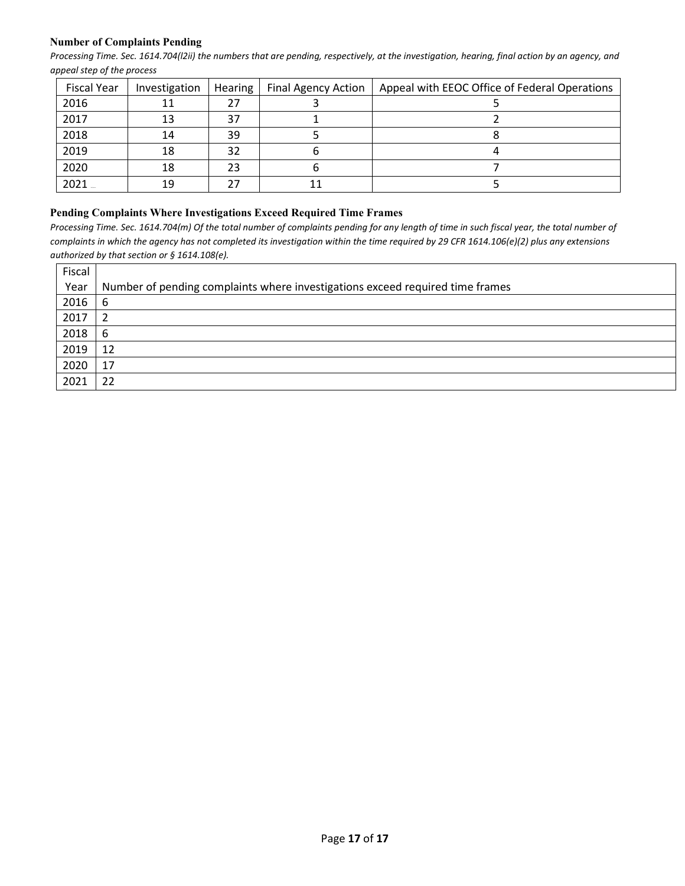### Number of Complaints Pending

*Processing Time. Sec. 1614.704(l2ii) the numbers that are pending, respectively, at the investigation, hearing, final action by an agency, and appeal step of the process*

| Fiscal Year | Investigation | Hearing | Final Agency Action | Appeal with EEOC Office of Federal Operations |
|---|---|---|---|---|
| 2016 | 11 | 27 | 3 | 5 |
| 2017 | 13 | 37 | 1 | 2 |
| 2018 | 14 | 39 | 5 | 8 |
| 2019 | 18 | 32 | 6 | 4 |
| 2020 | 18 | 23 | 6 | 7 |
| 2021 | 19 | 27 | 11 | 5 |

### Pending Complaints Where Investigations Exceed Required Time Frames

*Processing Time. Sec. 1614.704(m) Of the total number of complaints pending for any length of time in such fiscal year, the total number of complaints in which the agency has not completed its investigation within the time required by 29 CFR 1614.106(e)(2) plus any extensions authorized by that section or § 1614.108(e).*

| Fiscal Year | Number of pending complaints where investigations exceed required time frames |
|---|---|
| 2016 | 6 |
| 2017 | 2 |
| 2018 | 6 |
| 2019 | 12 |
| 2020 | 17 |
| 2021 | 22 |